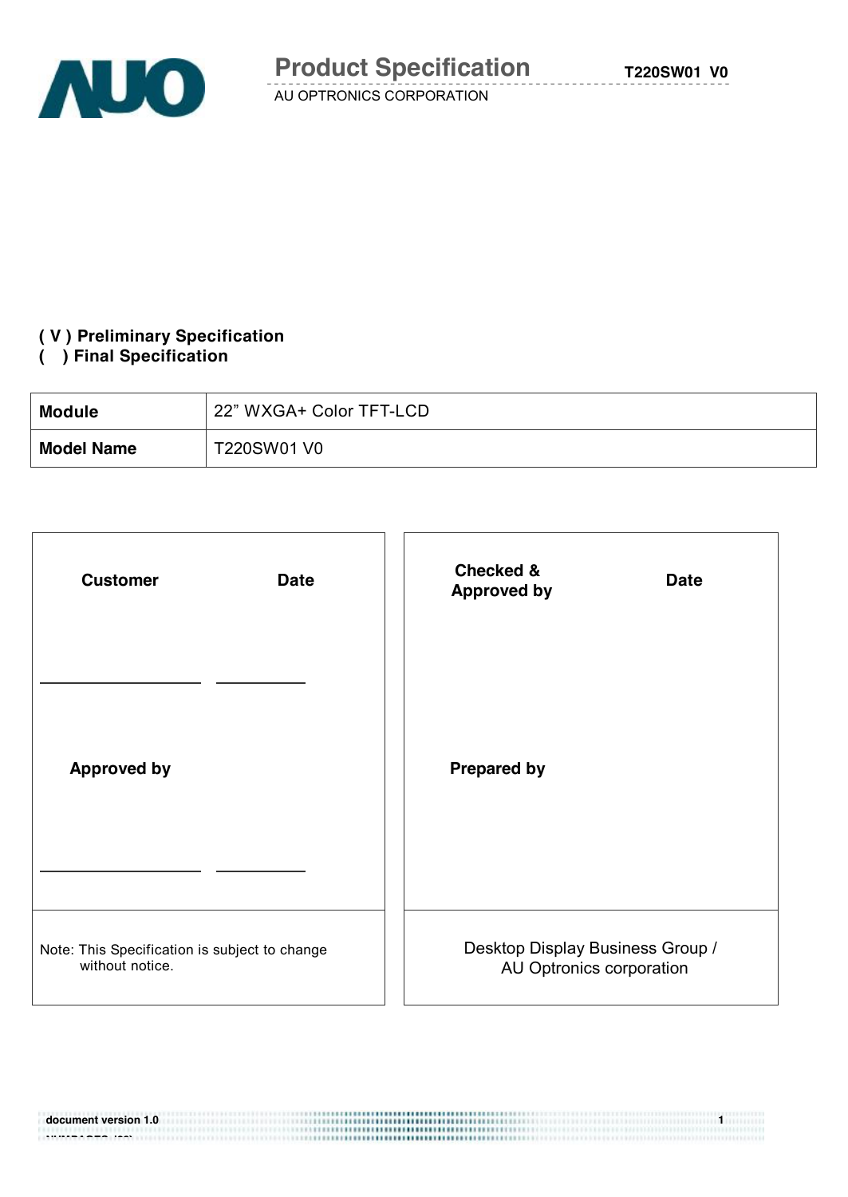# Product Specification

AU OPTRONICS CORPORATION

T220SW01 V0

**( V ) Preliminary Specification**
**(   ) Final Specification**

| **Module** | 22" WXGA+ Color TFT-LCD |
|---|---|
| **Model Name** | T220SW01 V0 |

| **Customer** | **Date** | **Checked & Approved by** | **Date** |
|---|---|---|---|
| ____________ | ________ | | |
| **Approved by** | | **Prepared by** | |
| ____________ | ________ | | |
| Note: This Specification is subject to change without notice. | | Desktop Display Business Group / AU Optronics corporation | |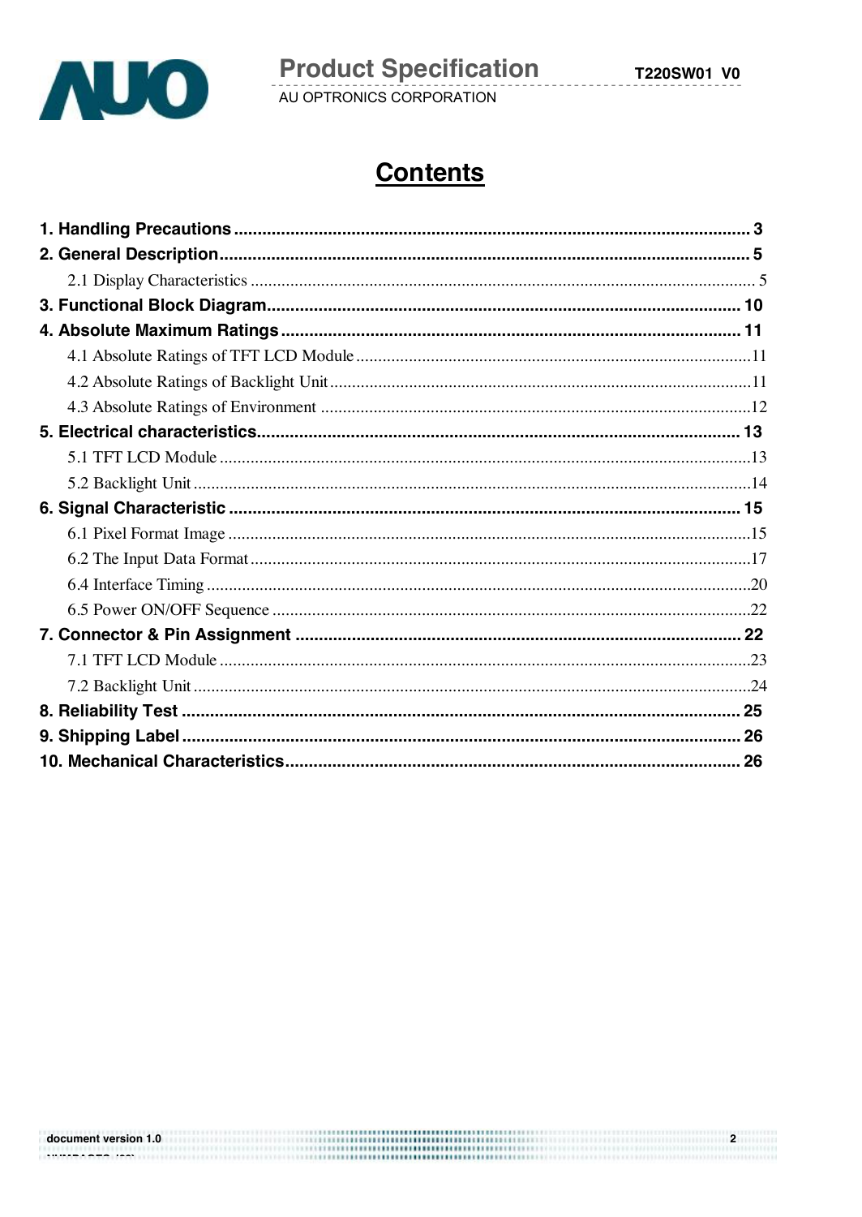# Contents

1. Handling Precautions ........................................................................................................ 3
2. General Description............................................................................................................. 5
   - 2.1 Display Characteristics ................................................................................................. 5
3. Functional Block Diagram.................................................................................................. 10
4. Absolute Maximum Ratings .............................................................................................. 11
   - 4.1 Absolute Ratings of TFT LCD Module ........................................................................11
   - 4.2 Absolute Ratings of Backlight Unit ..............................................................................11
   - 4.3 Absolute Ratings of Environment ................................................................................12
5. Electrical characteristics.................................................................................................... 13
   - 5.1 TFT LCD Module ........................................................................................................13
   - 5.2 Backlight Unit ..............................................................................................................14
6. Signal Characteristic ......................................................................................................... 15
   - 6.1 Pixel Format Image .....................................................................................................15
   - 6.2 The Input Data Format ................................................................................................17
   - 6.4 Interface Timing ..........................................................................................................20
   - 6.5 Power ON/OFF Sequence ...........................................................................................22
7. Connector & Pin Assignment ............................................................................................ 22
   - 7.1 TFT LCD Module ........................................................................................................23
   - 7.2 Backlight Unit ..............................................................................................................24
8. Reliability Test ................................................................................................................... 25
9. Shipping Label ................................................................................................................... 26
10. Mechanical Characteristics.............................................................................................. 26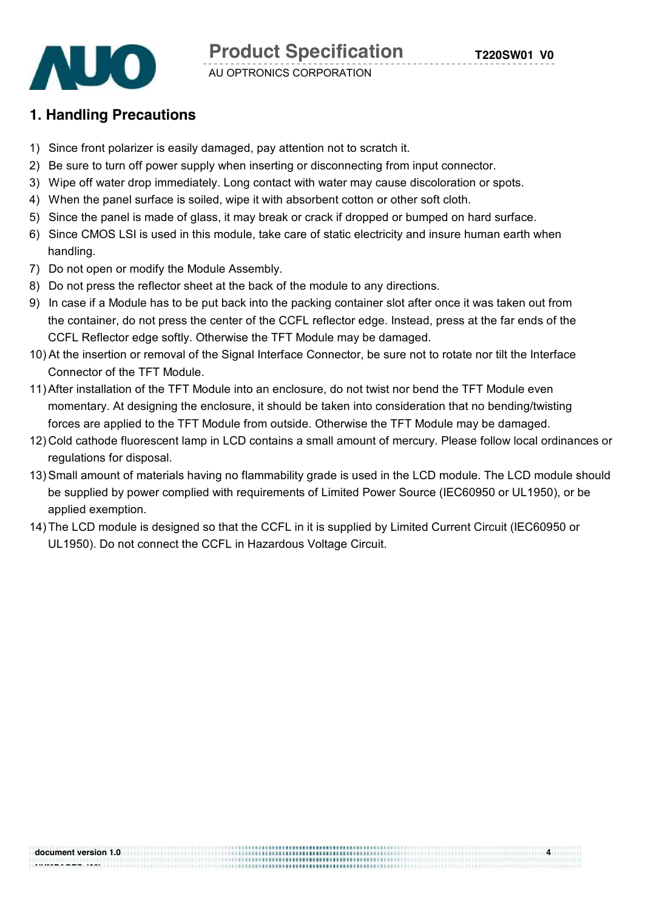# 1. Handling Precautions

1) Since front polarizer is easily damaged, pay attention not to scratch it.
2) Be sure to turn off power supply when inserting or disconnecting from input connector.
3) Wipe off water drop immediately. Long contact with water may cause discoloration or spots.
4) When the panel surface is soiled, wipe it with absorbent cotton or other soft cloth.
5) Since the panel is made of glass, it may break or crack if dropped or bumped on hard surface.
6) Since CMOS LSI is used in this module, take care of static electricity and insure human earth when handling.
7) Do not open or modify the Module Assembly.
8) Do not press the reflector sheet at the back of the module to any directions.
9) In case if a Module has to be put back into the packing container slot after once it was taken out from the container, do not press the center of the CCFL reflector edge. Instead, press at the far ends of the CCFL Reflector edge softly. Otherwise the TFT Module may be damaged.
10) At the insertion or removal of the Signal Interface Connector, be sure not to rotate nor tilt the Interface Connector of the TFT Module.
11) After installation of the TFT Module into an enclosure, do not twist nor bend the TFT Module even momentary. At designing the enclosure, it should be taken into consideration that no bending/twisting forces are applied to the TFT Module from outside. Otherwise the TFT Module may be damaged.
12) Cold cathode fluorescent lamp in LCD contains a small amount of mercury. Please follow local ordinances or regulations for disposal.
13) Small amount of materials having no flammability grade is used in the LCD module. The LCD module should be supplied by power complied with requirements of Limited Power Source (IEC60950 or UL1950), or be applied exemption.
14) The LCD module is designed so that the CCFL in it is supplied by Limited Current Circuit (IEC60950 or UL1950). Do not connect the CCFL in Hazardous Voltage Circuit.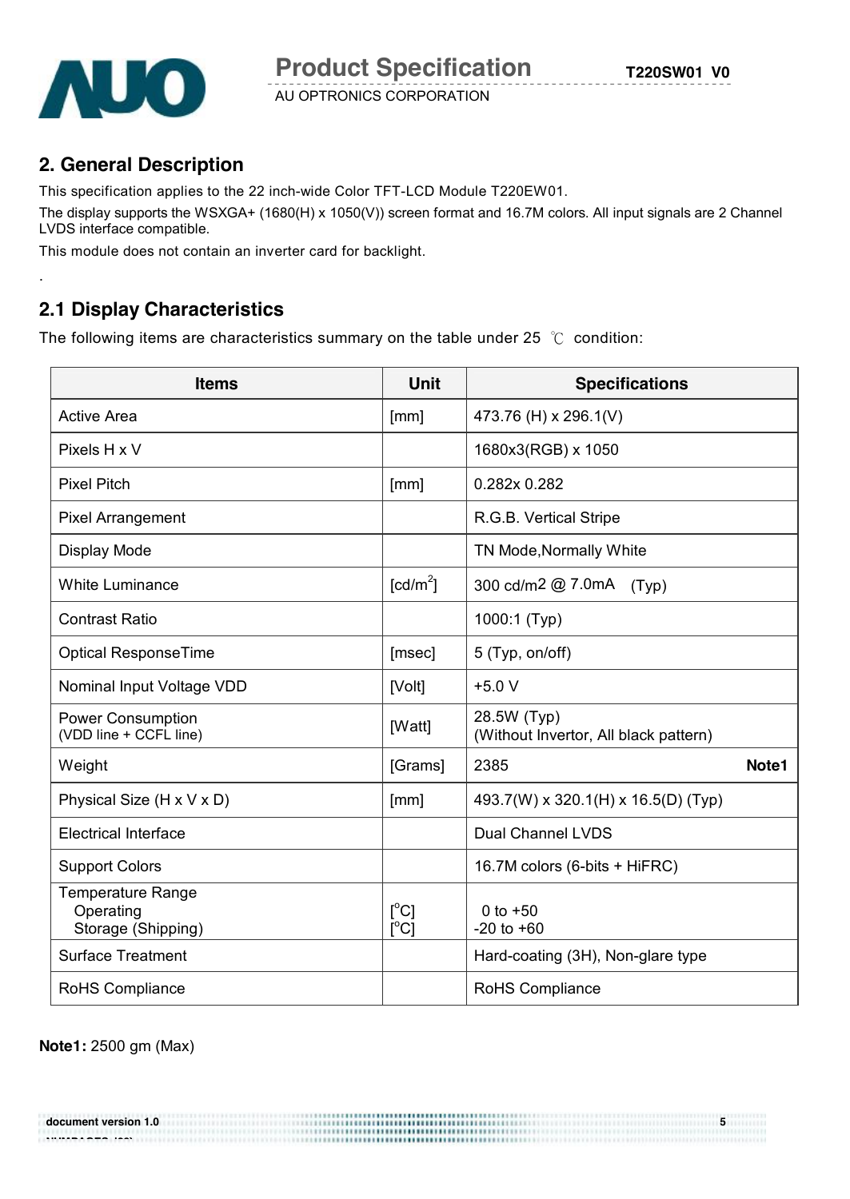## 2. General Description

This specification applies to the 22 inch-wide Color TFT-LCD Module T220EW01.

The display supports the WSXGA+ (1680(H) x 1050(V)) screen format and 16.7M colors. All input signals are 2 Channel LVDS interface compatible.

This module does not contain an inverter card for backlight.

.

### 2.1 Display Characteristics

The following items are characteristics summary on the table under 25 ℃ condition:

| Items | Unit | Specifications |
|---|---|---|
| Active Area | [mm] | 473.76 (H) x 296.1(V) |
| Pixels H x V | | 1680x3(RGB) x 1050 |
| Pixel Pitch | [mm] | 0.282x 0.282 |
| Pixel Arrangement | | R.G.B. Vertical Stripe |
| Display Mode | | TN Mode,Normally White |
| White Luminance | [cd/m$^2$] | 300 cd/m2 @ 7.0mA (Typ) |
| Contrast Ratio | | 1000:1 (Typ) |
| Optical ResponseTime | [msec] | 5 (Typ, on/off) |
| Nominal Input Voltage VDD | [Volt] | +5.0 V |
| Power Consumption (VDD line + CCFL line) | [Watt] | 28.5W (Typ) (Without Invertor, All black pattern) |
| Weight | [Grams] | 2385 **Note1** |
| Physical Size (H x V x D) | [mm] | 493.7(W) x 320.1(H) x 16.5(D) (Typ) |
| Electrical Interface | | Dual Channel LVDS |
| Support Colors | | 16.7M colors (6-bits + HiFRC) |
| Temperature Range<br>Operating<br>Storage (Shipping) | <br>[$^o$C]<br>[$^o$C] | <br>0 to +50<br>-20 to +60 |
| Surface Treatment | | Hard-coating (3H), Non-glare type |
| RoHS Compliance | | RoHS Compliance |

**Note1:** 2500 gm (Max)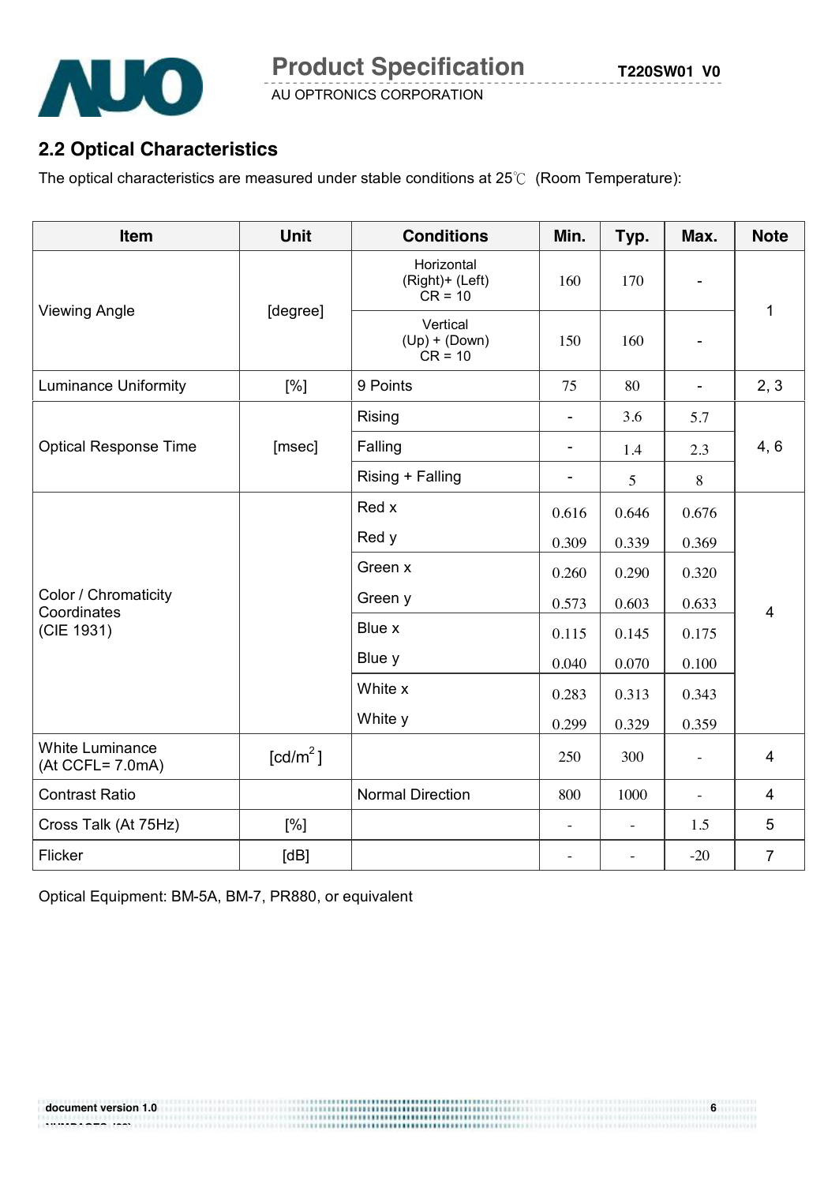## 2.2 Optical Characteristics

The optical characteristics are measured under stable conditions at 25℃ (Room Temperature):

| Item | Unit | Conditions | Min. | Typ. | Max. | Note |
|---|---|---|---|---|---|---|
| Viewing Angle | [degree] | Horizontal (Right)+ (Left) CR = 10 | 160 | 170 | - | 1 |
| | | Vertical (Up) + (Down) CR = 10 | 150 | 160 | - | |
| Luminance Uniformity | [%] | 9 Points | 75 | 80 | - | 2, 3 |
| Optical Response Time | [msec] | Rising | - | 3.6 | 5.7 | 4, 6 |
| | | Falling | - | 1.4 | 2.3 | |
| | | Rising + Falling | - | 5 | 8 | |
| Color / Chromaticity Coordinates (CIE 1931) | | Red x | 0.616 | 0.646 | 0.676 | 4 |
| | | Red y | 0.309 | 0.339 | 0.369 | |
| | | Green x | 0.260 | 0.290 | 0.320 | |
| | | Green y | 0.573 | 0.603 | 0.633 | |
| | | Blue x | 0.115 | 0.145 | 0.175 | |
| | | Blue y | 0.040 | 0.070 | 0.100 | |
| | | White x | 0.283 | 0.313 | 0.343 | |
| | | White y | 0.299 | 0.329 | 0.359 | |
| White Luminance (At CCFL= 7.0mA) | [cd/m$^2$] | | 250 | 300 | - | 4 |
| Contrast Ratio | | Normal Direction | 800 | 1000 | - | 4 |
| Cross Talk (At 75Hz) | [%] | | - | - | 1.5 | 5 |
| Flicker | [dB] | | - | - | -20 | 7 |

Optical Equipment: BM-5A, BM-7, PR880, or equivalent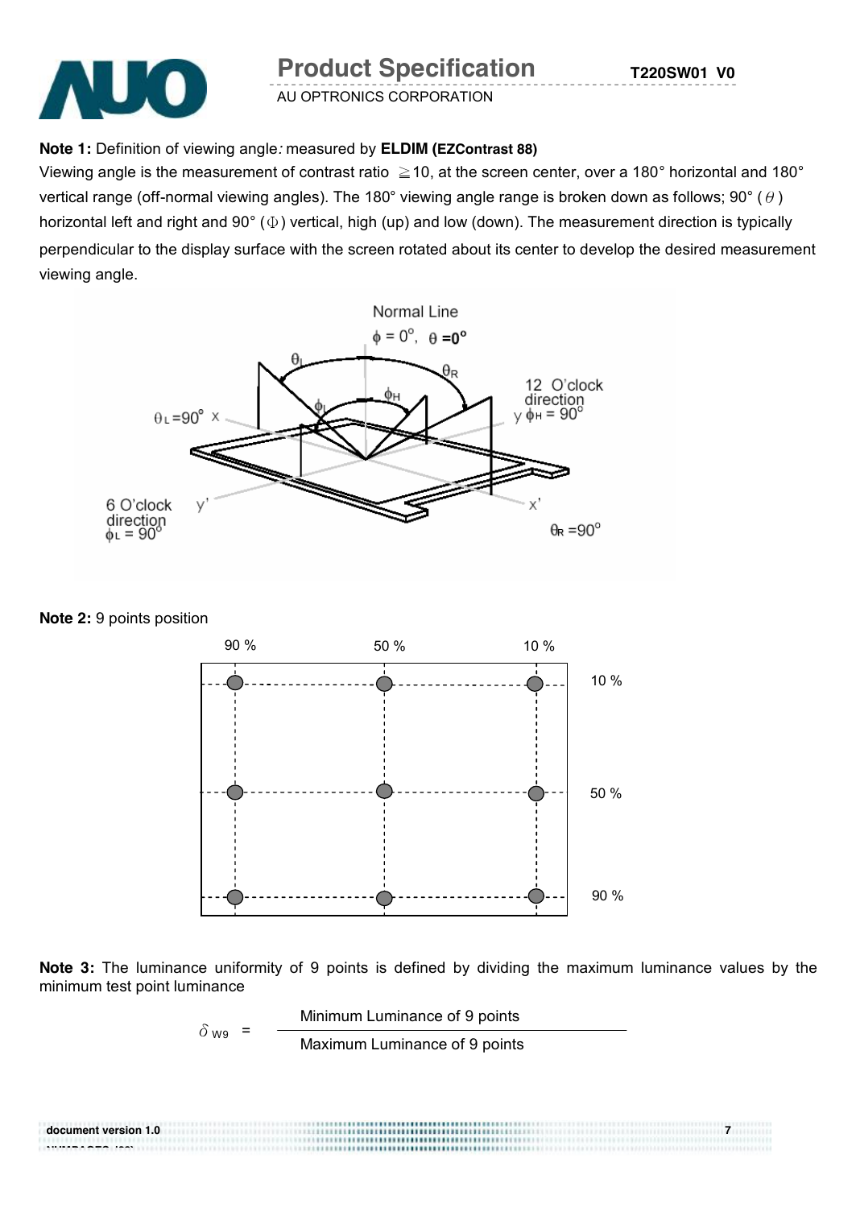**Note 1:** Definition of viewing angle*:* measured by **ELDIM (EZContrast 88)**

Viewing angle is the measurement of contrast ratio ≧10, at the screen center, over a 180° horizontal and 180° vertical range (off-normal viewing angles). The 180° viewing angle range is broken down as follows; 90° ($\theta$) horizontal left and right and 90° ($\Phi$) vertical, high (up) and low (down). The measurement direction is typically perpendicular to the display surface with the screen rotated about its center to develop the desired measurement viewing angle.

**Note 2:** 9 points position

**Note 3:** The luminance uniformity of 9 points is defined by dividing the maximum luminance values by the minimum test point luminance

$$\delta_{W9} = \frac{\text{Minimum Luminance of 9 points}}{\text{Maximum Luminance of 9 points}}$$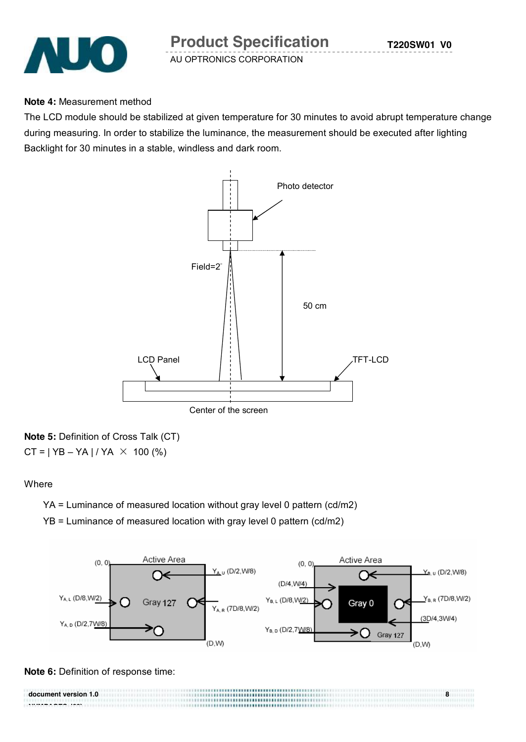**Note 4:** Measurement method

The LCD module should be stabilized at given temperature for 30 minutes to avoid abrupt temperature change during measuring. In order to stabilize the luminance, the measurement should be executed after lighting Backlight for 30 minutes in a stable, windless and dark room.

Photo detector

Field=2°

50 cm

LCD Panel

TFT-LCD

Center of the screen

**Note 5:** Definition of Cross Talk (CT)

CT = | YB – YA | / YA × 100 (%)

Where

YA = Luminance of measured location without gray level 0 pattern (cd/m2)

YB = Luminance of measured location with gray level 0 pattern (cd/m2)

Active Area (0, 0) Gray 127 (D,W): $Y_{A,U}$ (D/2,W/8), $Y_{A,L}$ (D/8,W/2), $Y_{A,R}$ (7D/8,W/2), $Y_{A,D}$ (D/2,7W/8)

Active Area (0, 0) Gray 0 (D/4,W/4)–(3D/4,3W/4), Gray 127 (D,W): $Y_{B,U}$ (D/2,W/8), $Y_{B,L}$ (D/8,W/2), $Y_{B,R}$ (7D/8,W/2), $Y_{B,D}$ (D/2,7W/8)

**Note 6:** Definition of response time: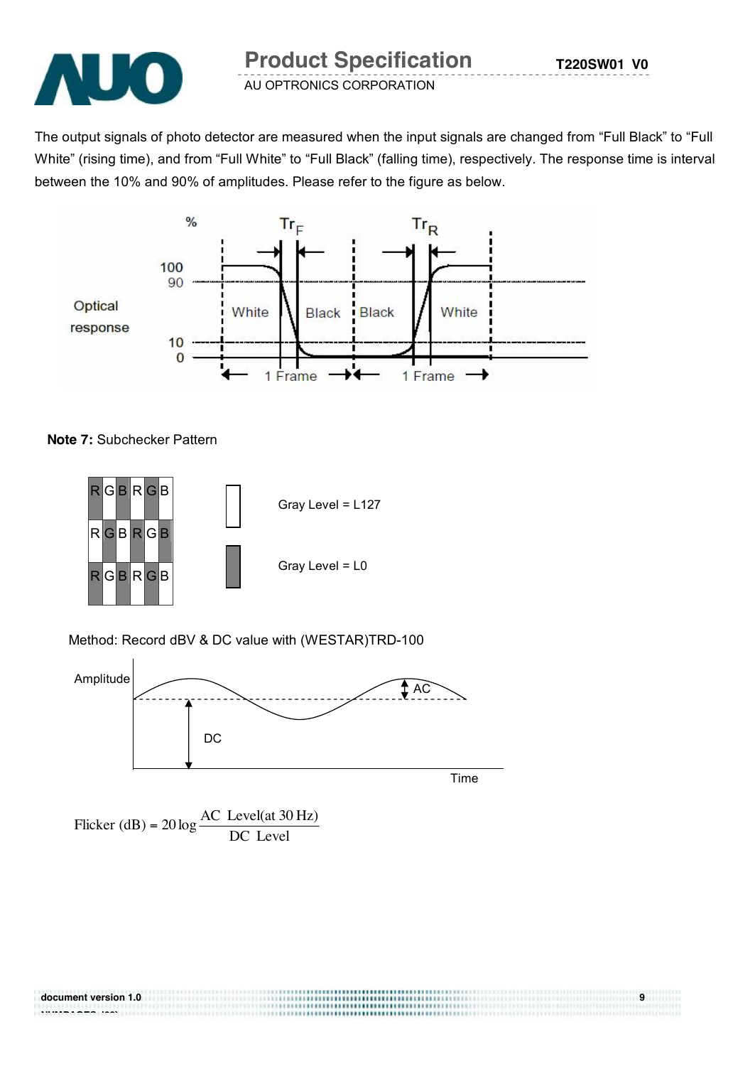The output signals of photo detector are measured when the input signals are changed from “Full Black” to “Full White” (rising time), and from “Full White” to “Full Black” (falling time), respectively. The response time is interval between the 10% and 90% of amplitudes. Please refer to the figure as below.

**Note 7:** Subchecker Pattern

Gray Level = L127

Gray Level = L0

Method: Record dBV & DC value with (WESTAR)TRD-100

$$\text{Flicker (dB)} = 20\log\frac{\text{AC Level(at 30 Hz)}}{\text{DC Level}}$$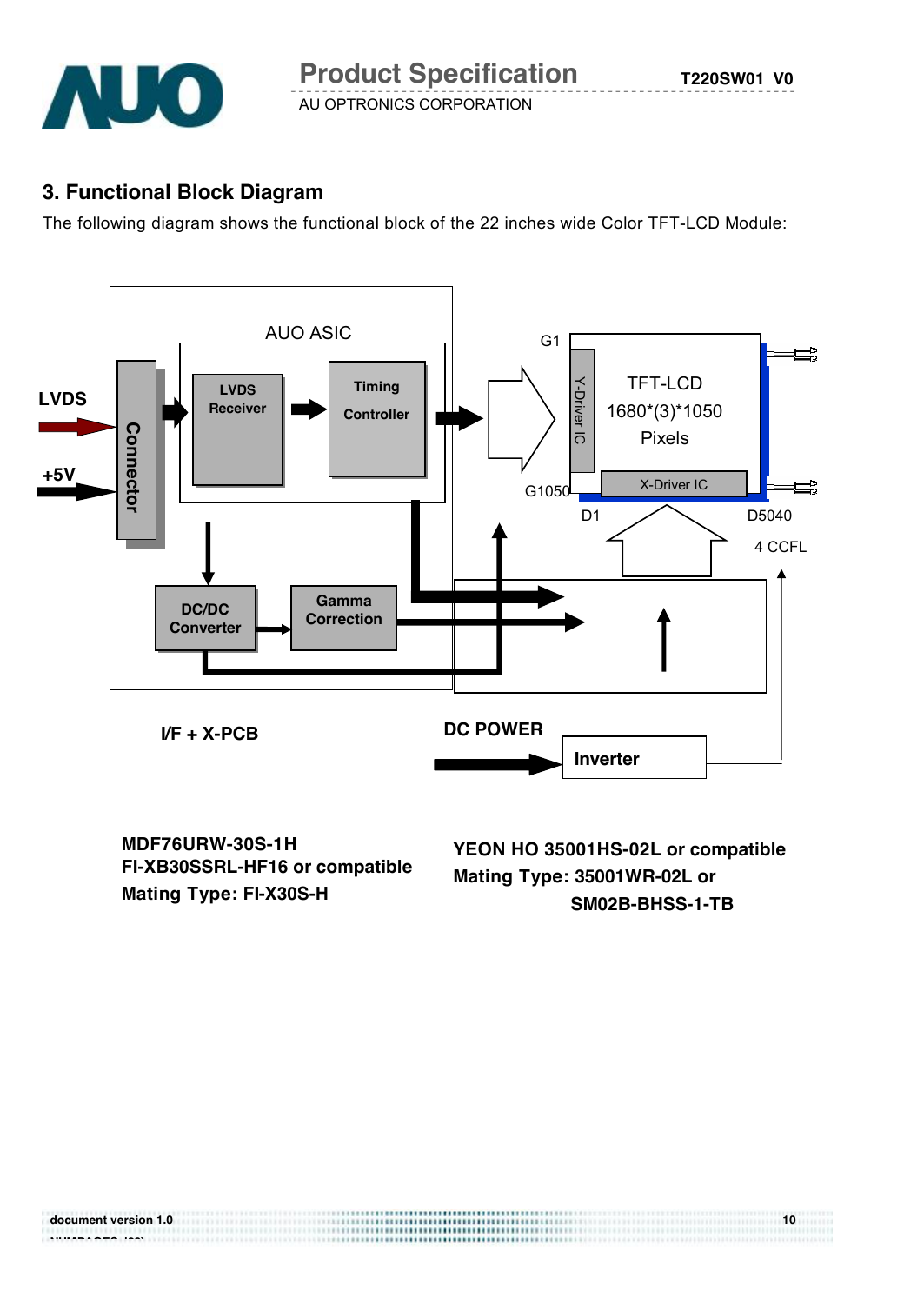## 3. Functional Block Diagram

The following diagram shows the functional block of the 22 inches wide Color TFT-LCD Module:

LVDS

+5V

Connector

AUO ASIC

LVDS Receiver

Timing Controller

G1

G1050

Y-Driver IC

TFT-LCD 1680*(3)*1050 Pixels

X-Driver IC

D1

D5040

4 CCFL

DC/DC Converter

Gamma Correction

I/F + X-PCB

DC POWER

Inverter

MDF76URW-30S-1H
FI-XB30SSRL-HF16 or compatible
Mating Type: FI-X30S-H

YEON HO 35001HS-02L or compatible
Mating Type: 35001WR-02L or
SM02B-BHSS-1-TB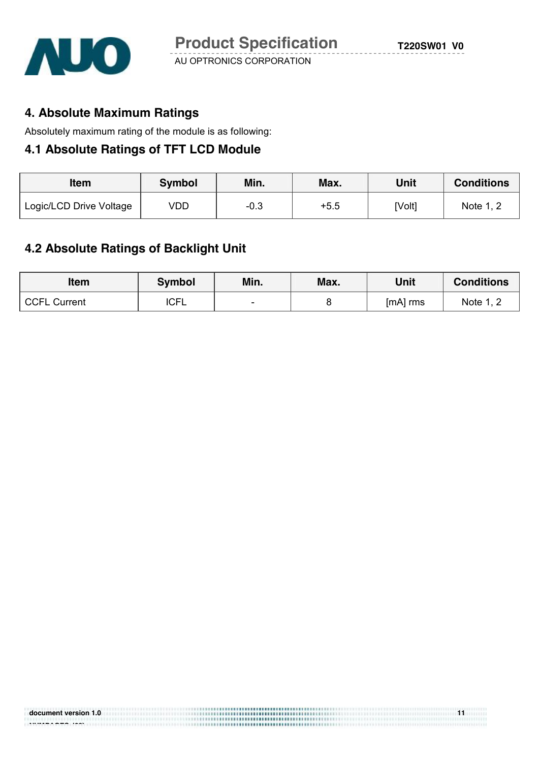## 4. Absolute Maximum Ratings

Absolutely maximum rating of the module is as following:

### 4.1 Absolute Ratings of TFT LCD Module

| Item | Symbol | Min. | Max. | Unit | Conditions |
|---|---|---|---|---|---|
| Logic/LCD Drive Voltage | VDD | -0.3 | +5.5 | [Volt] | Note 1, 2 |

### 4.2 Absolute Ratings of Backlight Unit

| Item | Symbol | Min. | Max. | Unit | Conditions |
|---|---|---|---|---|---|
| CCFL Current | ICFL | - | 8 | [mA] rms | Note 1, 2 |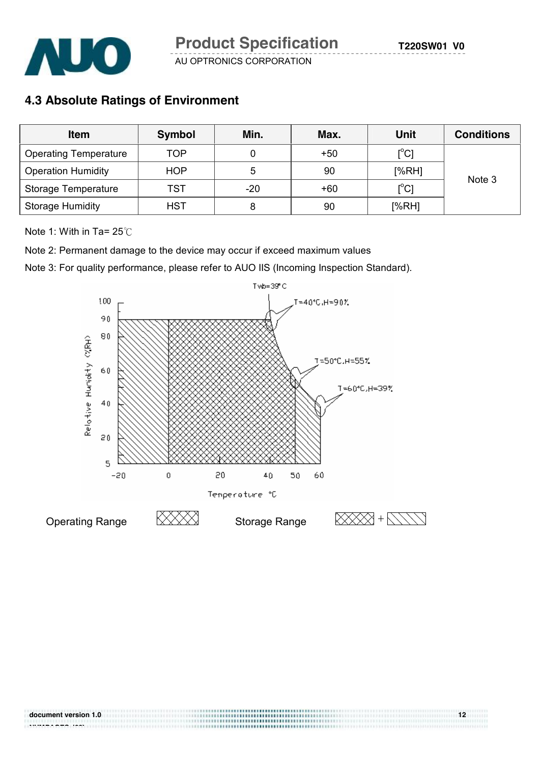## 4.3 Absolute Ratings of Environment

| Item | Symbol | Min. | Max. | Unit | Conditions |
|---|---|---|---|---|---|
| Operating Temperature | TOP | 0 | +50 | [$^{o}$C] | Note 3 |
| Operation Humidity | HOP | 5 | 90 | [%RH] | |
| Storage Temperature | TST | -20 | +60 | [$^{o}$C] | |
| Storage Humidity | HST | 8 | 90 | [%RH] | |

Note 1: With in Ta= 25℃

Note 2: Permanent damage to the device may occur if exceed maximum values

Note 3: For quality performance, please refer to AUO IIS (Incoming Inspection Standard).

Operating Range

Storage Range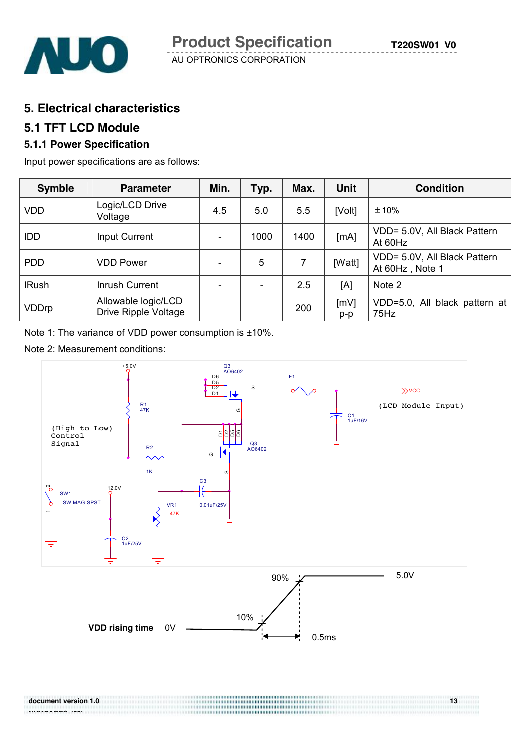# 5. Electrical characteristics

## 5.1 TFT LCD Module

### 5.1.1 Power Specification

Input power specifications are as follows:

| Symble | Parameter | Min. | Typ. | Max. | Unit | Condition |
|---|---|---|---|---|---|---|
| VDD | Logic/LCD Drive Voltage | 4.5 | 5.0 | 5.5 | [Volt] | ±10% |
| IDD | Input Current | - | 1000 | 1400 | [mA] | VDD= 5.0V, All Black Pattern At 60Hz |
| PDD | VDD Power | - | 5 | 7 | [Watt] | VDD= 5.0V, All Black Pattern At 60Hz , Note 1 |
| IRush | Inrush Current | - | - | 2.5 | [A] | Note 2 |
| VDDrp | Allowable logic/LCD Drive Ripple Voltage | | | 200 | [mV] p-p | VDD=5.0, All black pattern at 75Hz |

Note 1: The variance of VDD power consumption is ±10%.

Note 2: Measurement conditions:

+5.0V, Q3 AO6402, D6, D5, D2, D1, S, F1, VCC, (LCD Module Input), R1 47K, G, C1 1uF/16V, (High to Low) Control Signal, D1 D2 D5 D6, Q3 AO6402, R2 1K, G, S, C3 0.01uF/25V, +12.0V, SW1 SW MAG-SPST, VR1 47K, C2 1uF/25V

VDD rising time: 0V, 10%, 90%, 5.0V, 0.5ms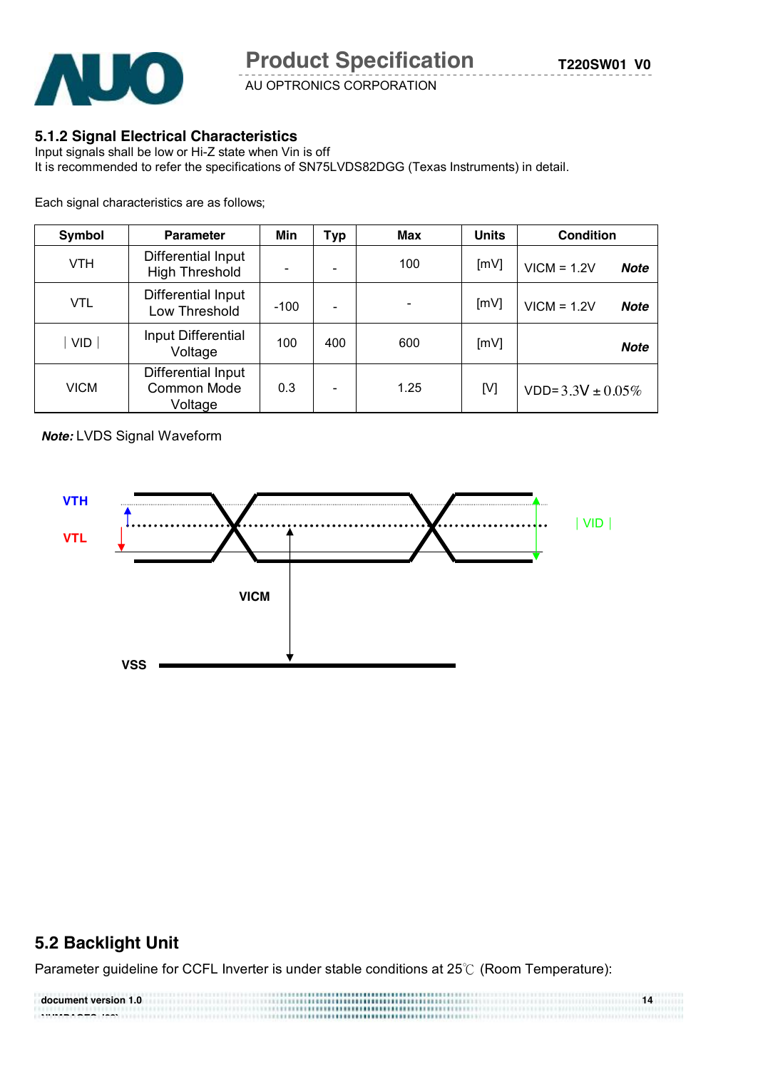### 5.1.2 Signal Electrical Characteristics

Input signals shall be low or Hi-Z state when Vin is off

It is recommended to refer the specifications of SN75LVDS82DGG (Texas Instruments) in detail.

Each signal characteristics are as follows;

| Symbol | Parameter | Min | Typ | Max | Units | Condition |
|---|---|---|---|---|---|---|
| VTH | Differential Input High Threshold | - | - | 100 | [mV] | VICM = 1.2V ***Note*** |
| VTL | Differential Input Low Threshold | -100 | - | - | [mV] | VICM = 1.2V ***Note*** |
| ∣ VID ∣ | Input Differential Voltage | 100 | 400 | 600 | [mV] | ***Note*** |
| VICM | Differential Input Common Mode Voltage | 0.3 | - | 1.25 | [V] | VDD= 3.3V ± 0.05% |

***Note:*** LVDS Signal Waveform

VTH

VTL

∣ VID ∣

VICM

VSS

## 5.2 Backlight Unit

Parameter guideline for CCFL Inverter is under stable conditions at 25℃ (Room Temperature):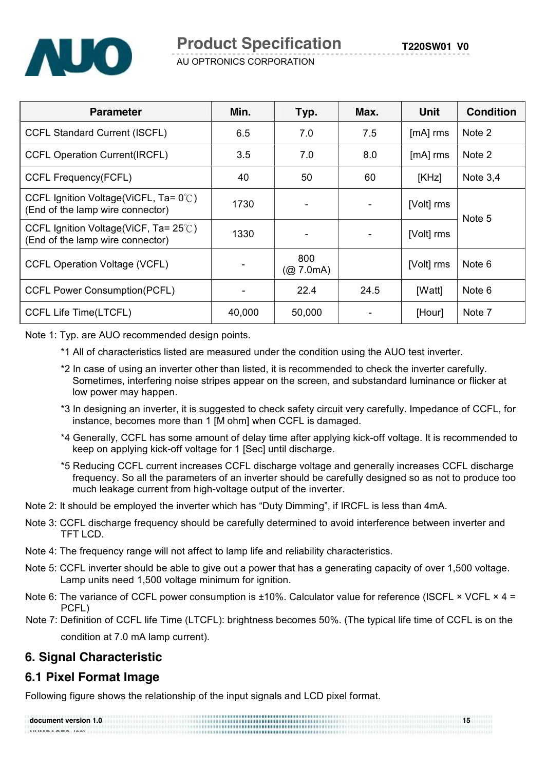| Parameter | Min. | Typ. | Max. | Unit | Condition |
|---|---|---|---|---|---|
| CCFL Standard Current (ISCFL) | 6.5 | 7.0 | 7.5 | [mA] rms | Note 2 |
| CCFL Operation Current(IRCFL) | 3.5 | 7.0 | 8.0 | [mA] rms | Note 2 |
| CCFL Frequency(FCFL) | 40 | 50 | 60 | [KHz] | Note 3,4 |
| CCFL Ignition Voltage(ViCFL, Ta= 0℃) (End of the lamp wire connector) | 1730 | - | - | [Volt] rms | Note 5 |
| CCFL Ignition Voltage(ViCF, Ta= 25℃) (End of the lamp wire connector) | 1330 | - | - | [Volt] rms | |
| CCFL Operation Voltage (VCFL) | - | 800 (@ 7.0mA) | | [Volt] rms | Note 6 |
| CCFL Power Consumption(PCFL) | - | 22.4 | 24.5 | [Watt] | Note 6 |
| CCFL Life Time(LTCFL) | 40,000 | 50,000 | - | [Hour] | Note 7 |

Note 1: Typ. are AUO recommended design points.

*1 All of characteristics listed are measured under the condition using the AUO test inverter.

*2 In case of using an inverter other than listed, it is recommended to check the inverter carefully. Sometimes, interfering noise stripes appear on the screen, and substandard luminance or flicker at low power may happen.

*3 In designing an inverter, it is suggested to check safety circuit very carefully. Impedance of CCFL, for instance, becomes more than 1 [M ohm] when CCFL is damaged.

*4 Generally, CCFL has some amount of delay time after applying kick-off voltage. It is recommended to keep on applying kick-off voltage for 1 [Sec] until discharge.

*5 Reducing CCFL current increases CCFL discharge voltage and generally increases CCFL discharge frequency. So all the parameters of an inverter should be carefully designed so as not to produce too much leakage current from high-voltage output of the inverter.

Note 2: It should be employed the inverter which has "Duty Dimming", if IRCFL is less than 4mA.

Note 3: CCFL discharge frequency should be carefully determined to avoid interference between inverter and TFT LCD.

Note 4: The frequency range will not affect to lamp life and reliability characteristics.

Note 5: CCFL inverter should be able to give out a power that has a generating capacity of over 1,500 voltage. Lamp units need 1,500 voltage minimum for ignition.

Note 6: The variance of CCFL power consumption is ±10%. Calculator value for reference (ISCFL × VCFL × 4 = PCFL)

Note 7: Definition of CCFL life Time (LTCFL): brightness becomes 50%. (The typical life time of CCFL is on the condition at 7.0 mA lamp current).

# 6. Signal Characteristic

## 6.1 Pixel Format Image

Following figure shows the relationship of the input signals and LCD pixel format.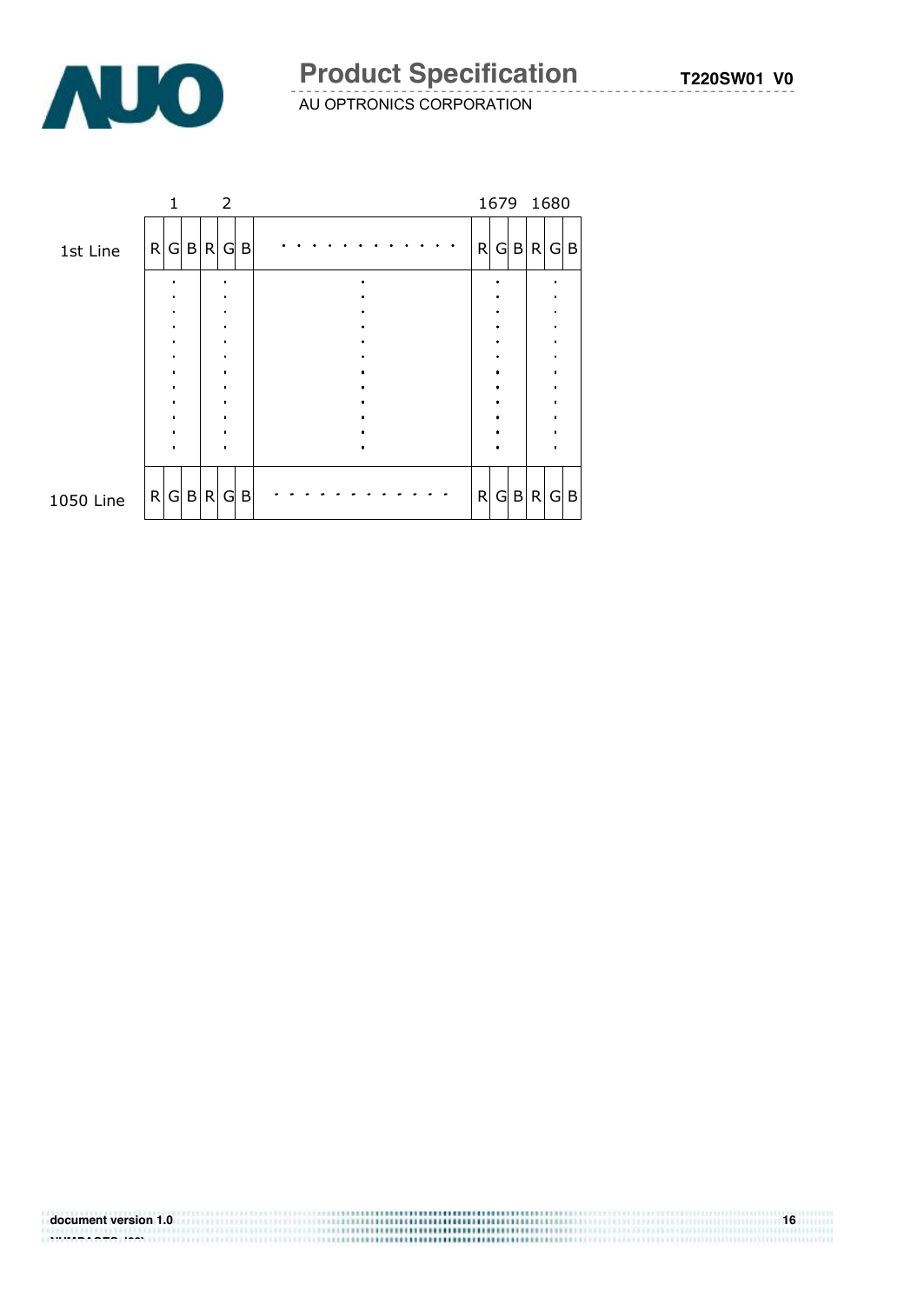|  | 1 |  |  | 2 |  |  |  | 1679 |  |  | 1680 |  |  |
|---|---|---|---|---|---|---|---|---|---|---|---|---|---|
| 1st Line | R | G | B | R | G | B | . . . . . . . . . . . . | R | G | B | R | G | B |
|  | . |  |  | . |  |  | . | . |  |  | . |  |  |
| 1050 Line | R | G | B | R | G | B | - - - - - - - - - - - - | R | G | B | R | G | B |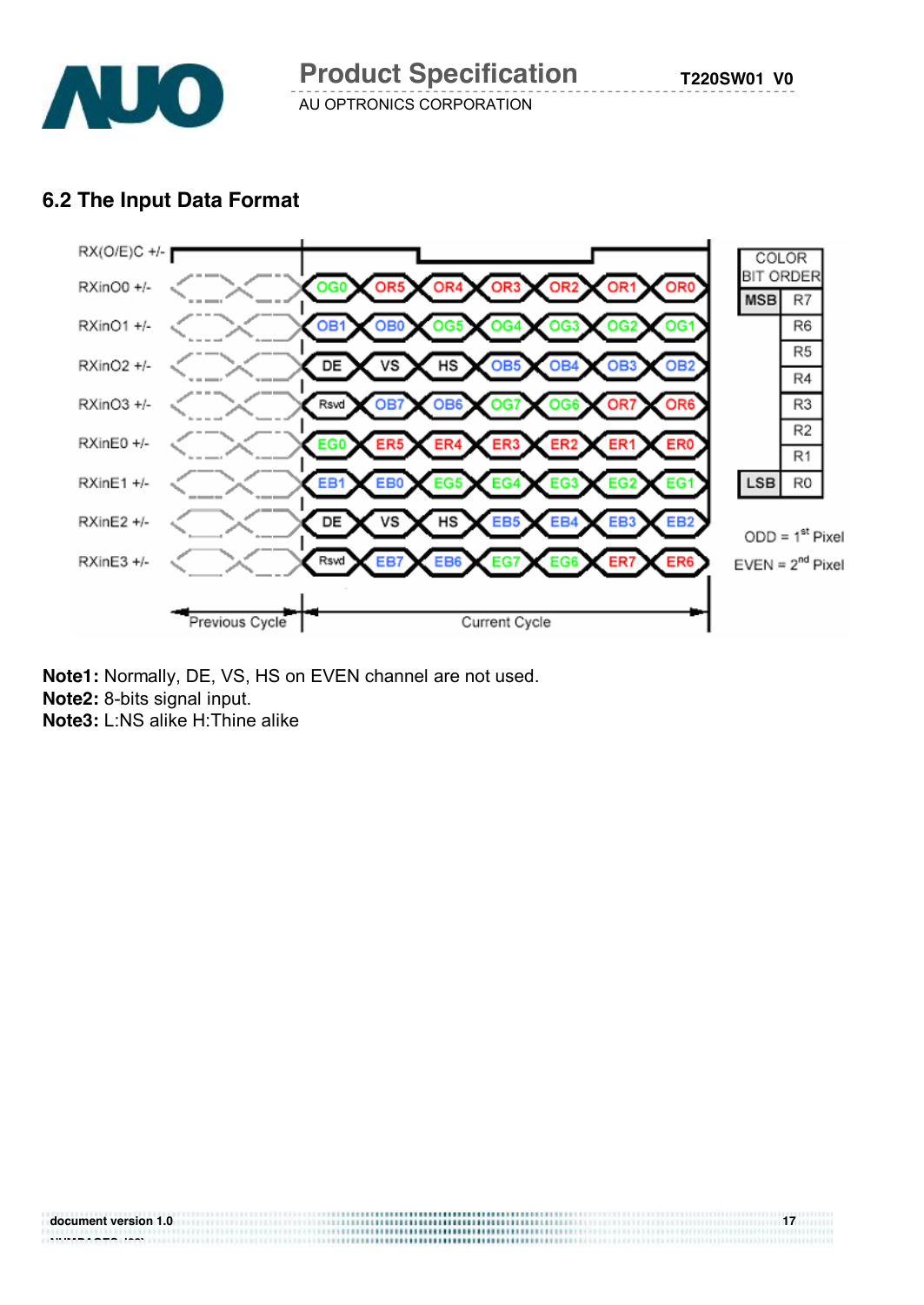## 6.2 The Input Data Format

| Signal | Current Cycle | | | | | | |
|---|---|---|---|---|---|---|---|
| RXinO0 +/- | OG0 | OR5 | OR4 | OR3 | OR2 | OR1 | OR0 |
| RXinO1 +/- | OB1 | OB0 | OG5 | OG4 | OG3 | OG2 | OG1 |
| RXinO2 +/- | DE | VS | HS | OB5 | OB4 | OB3 | OB2 |
| RXinO3 +/- | Rsvd | OB7 | OB6 | OG7 | OG6 | OR7 | OR6 |
| RXinE0 +/- | EG0 | ER5 | ER4 | ER3 | ER2 | ER1 | ER0 |
| RXinE1 +/- | EB1 | EB0 | EG5 | EG4 | EG3 | EG2 | EG1 |
| RXinE2 +/- | DE | VS | HS | EB5 | EB4 | EB3 | EB2 |
| RXinE3 +/- | Rsvd | EB7 | EB6 | EG7 | EG6 | ER7 | ER6 |

RX(O/E)C +/- : clock; Previous Cycle / Current Cycle

| COLOR BIT ORDER | |
|---|---|
| MSB | R7 |
| | R6 |
| | R5 |
| | R4 |
| | R3 |
| | R2 |
| | R1 |
| LSB | R0 |

ODD = 1st Pixel

EVEN = 2nd Pixel

**Note1:** Normally, DE, VS, HS on EVEN channel are not used.
**Note2:** 8-bits signal input.
**Note3:** L:NS alike H:Thine alike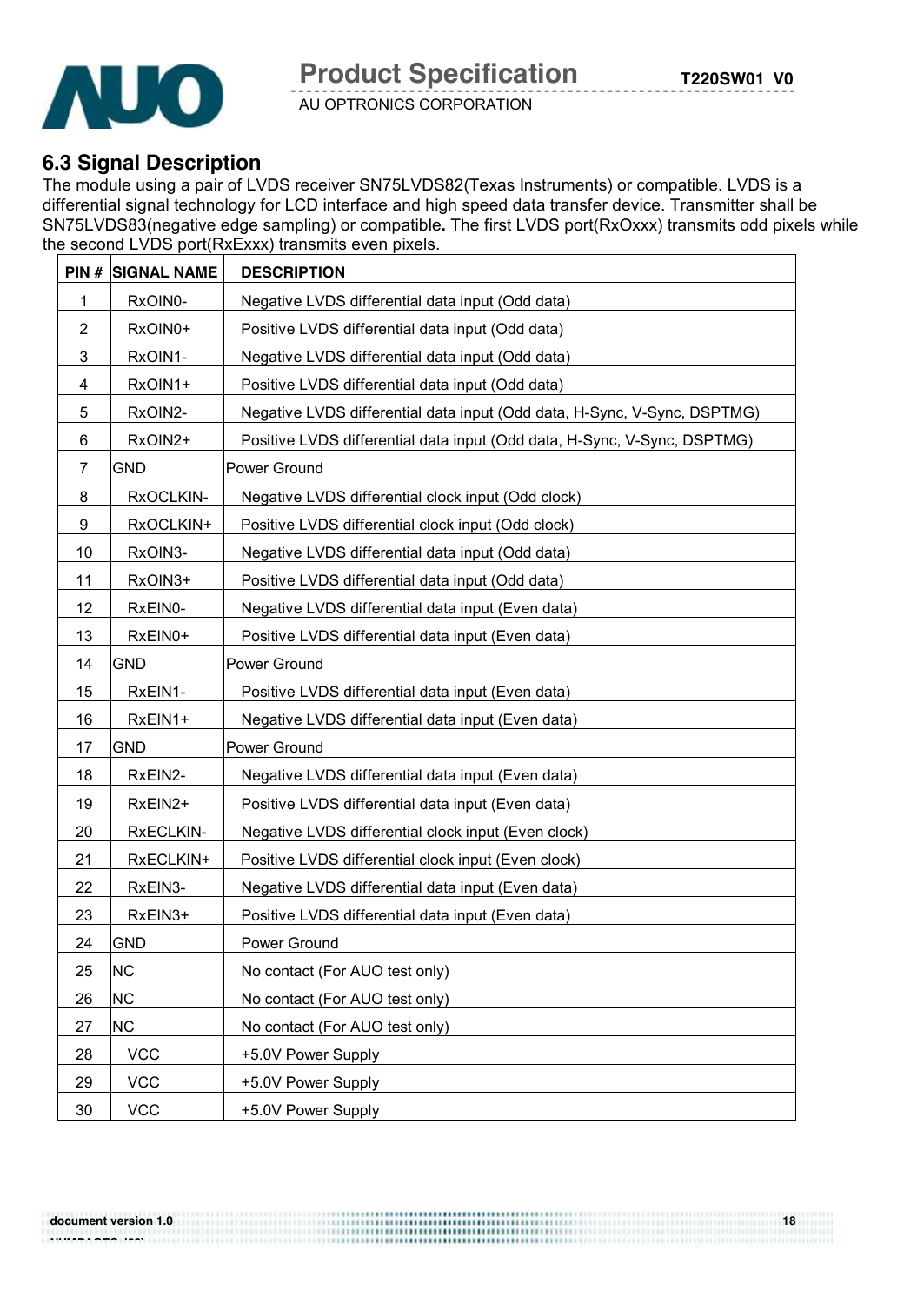## 6.3 Signal Description

The module using a pair of LVDS receiver SN75LVDS82(Texas Instruments) or compatible. LVDS is a differential signal technology for LCD interface and high speed data transfer device. Transmitter shall be SN75LVDS83(negative edge sampling) or compatible**.** The first LVDS port(RxOxxx) transmits odd pixels while the second LVDS port(RxExxx) transmits even pixels.

| PIN # | SIGNAL NAME | DESCRIPTION |
|---|---|---|
| 1 | RxOIN0- | Negative LVDS differential data input (Odd data) |
| 2 | RxOIN0+ | Positive LVDS differential data input (Odd data) |
| 3 | RxOIN1- | Negative LVDS differential data input (Odd data) |
| 4 | RxOIN1+ | Positive LVDS differential data input (Odd data) |
| 5 | RxOIN2- | Negative LVDS differential data input (Odd data, H-Sync, V-Sync, DSPTMG) |
| 6 | RxOIN2+ | Positive LVDS differential data input (Odd data, H-Sync, V-Sync, DSPTMG) |
| 7 | GND | Power Ground |
| 8 | RxOCLKIN- | Negative LVDS differential clock input (Odd clock) |
| 9 | RxOCLKIN+ | Positive LVDS differential clock input (Odd clock) |
| 10 | RxOIN3- | Negative LVDS differential data input (Odd data) |
| 11 | RxOIN3+ | Positive LVDS differential data input (Odd data) |
| 12 | RxEIN0- | Negative LVDS differential data input (Even data) |
| 13 | RxEIN0+ | Positive LVDS differential data input (Even data) |
| 14 | GND | Power Ground |
| 15 | RxEIN1- | Positive LVDS differential data input (Even data) |
| 16 | RxEIN1+ | Negative LVDS differential data input (Even data) |
| 17 | GND | Power Ground |
| 18 | RxEIN2- | Negative LVDS differential data input (Even data) |
| 19 | RxEIN2+ | Positive LVDS differential data input (Even data) |
| 20 | RxECLKIN- | Negative LVDS differential clock input (Even clock) |
| 21 | RxECLKIN+ | Positive LVDS differential clock input (Even clock) |
| 22 | RxEIN3- | Negative LVDS differential data input (Even data) |
| 23 | RxEIN3+ | Positive LVDS differential data input (Even data) |
| 24 | GND | Power Ground |
| 25 | NC | No contact (For AUO test only) |
| 26 | NC | No contact (For AUO test only) |
| 27 | NC | No contact (For AUO test only) |
| 28 | VCC | +5.0V Power Supply |
| 29 | VCC | +5.0V Power Supply |
| 30 | VCC | +5.0V Power Supply |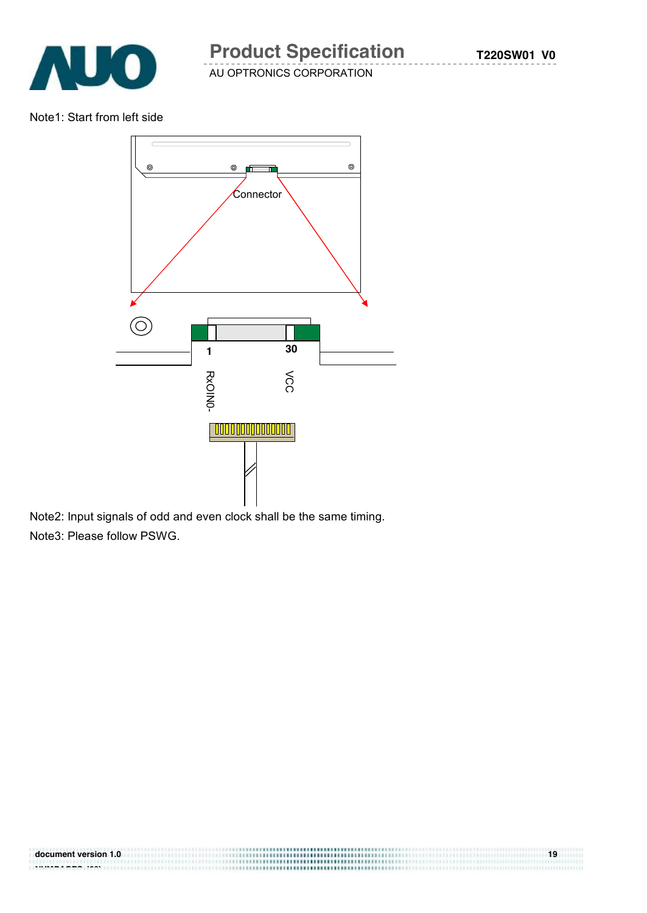Note1: Start from left side

Connector

1 30

RxOIN0- VCC

Note2: Input signals of odd and even clock shall be the same timing.

Note3: Please follow PSWG.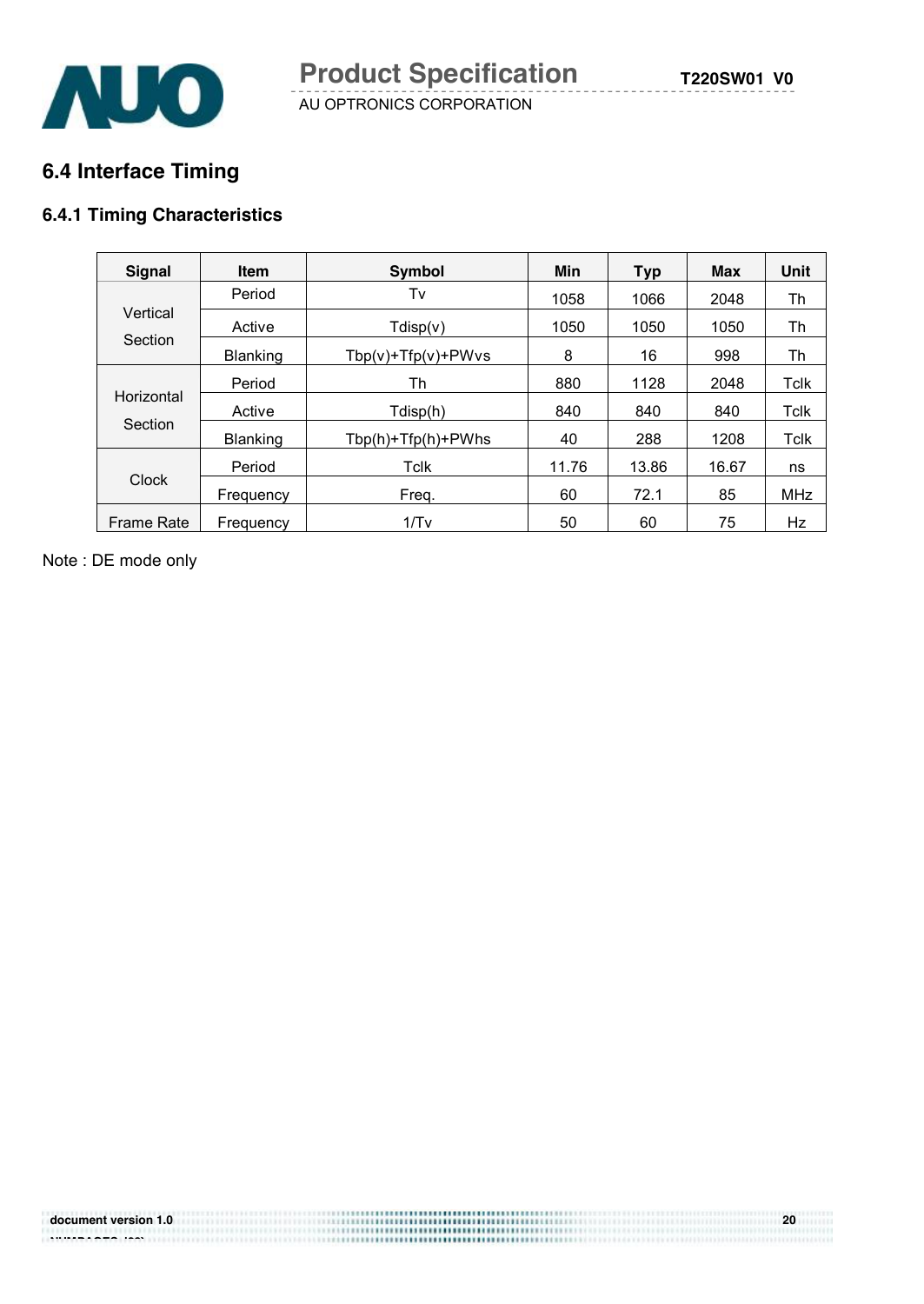## 6.4 Interface Timing

### 6.4.1 Timing Characteristics

| Signal | Item | Symbol | Min | Typ | Max | Unit |
|---|---|---|---|---|---|---|
| Vertical Section | Period | Tv | 1058 | 1066 | 2048 | Th |
| | Active | Tdisp(v) | 1050 | 1050 | 1050 | Th |
| | Blanking | Tbp(v)+Tfp(v)+PWvs | 8 | 16 | 998 | Th |
| Horizontal Section | Period | Th | 880 | 1128 | 2048 | Tclk |
| | Active | Tdisp(h) | 840 | 840 | 840 | Tclk |
| | Blanking | Tbp(h)+Tfp(h)+PWhs | 40 | 288 | 1208 | Tclk |
| Clock | Period | Tclk | 11.76 | 13.86 | 16.67 | ns |
| | Frequency | Freq. | 60 | 72.1 | 85 | MHz |
| Frame Rate | Frequency | 1/Tv | 50 | 60 | 75 | Hz |

Note : DE mode only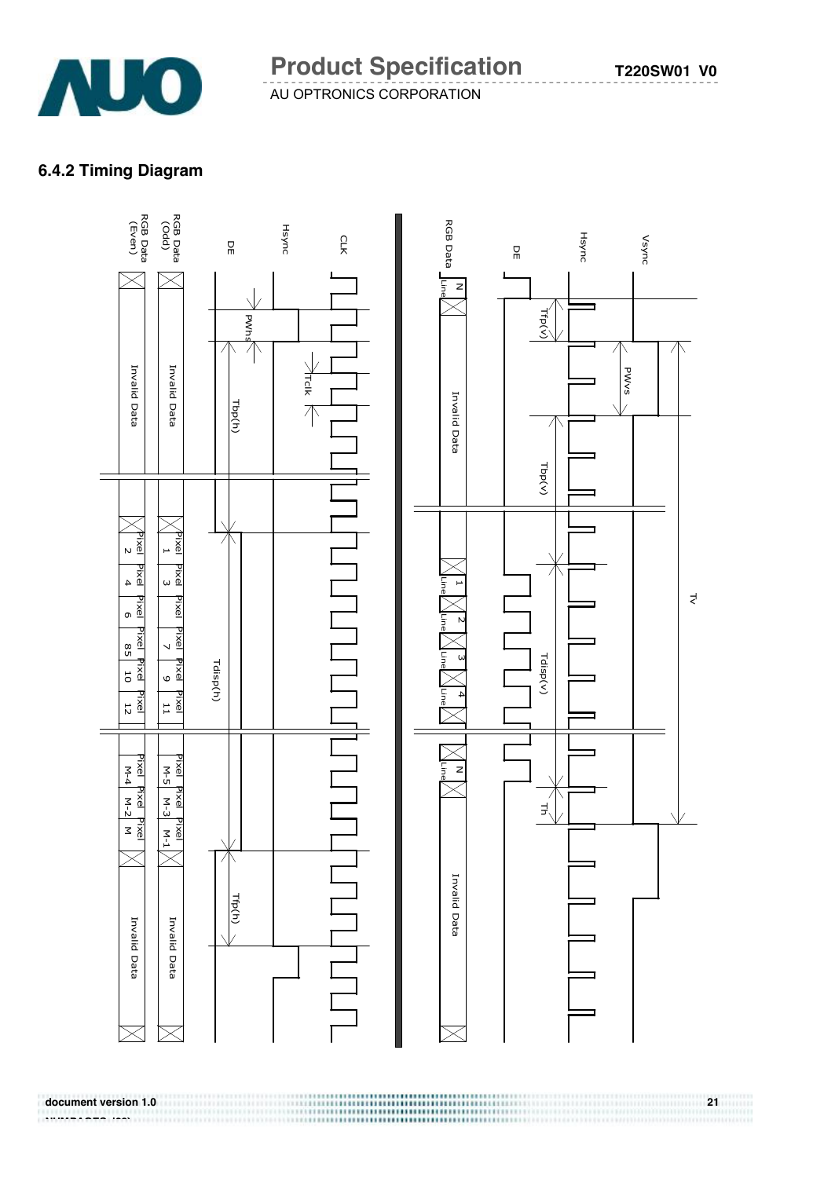## 6.4.2 Timing Diagram

CLK

Hsync

DE

RGB Data (Odd)

RGB Data (Even)

Tclk

PWhs

Tbp(h)

Invalid Data

Invalid Data

Pixel 1 Pixel 3 Pixel 5 Pixel 7 Pixel 9 Pixel 11

Pixel 2 Pixel 4 Pixel 6 Pixel 8 Pixel 10 Pixel 12

Tdisp(h)

Pixel M-5 Pixel M-3 Pixel M-1

Pixel M-4 Pixel M-2 Pixel M

Tfp(h)

Invalid Data

Invalid Data

Vsync

Hsync

DE

RGB Data

N Line

Tfp(v)

PWvs

Invalid Data

Tbp(v)

1 Line 2 Line 3 Line 4 Line

Tdisp(v)

Tv

N Line

Th

Invalid Data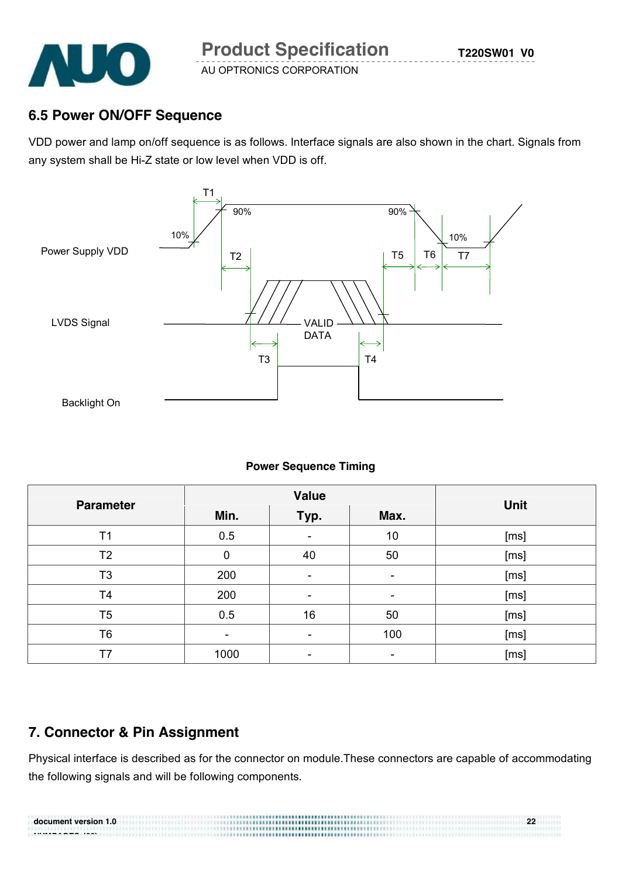## 6.5 Power ON/OFF Sequence

VDD power and lamp on/off sequence is as follows. Interface signals are also shown in the chart. Signals from any system shall be Hi-Z state or low level when VDD is off.

T1 T2 T3 T4 T5 T6 T7 90% 10% Power Supply VDD LVDS Signal VALID DATA Backlight On

**Power Sequence Timing**

| Parameter | Value | | | Unit |
|---|---|---|---|---|
| | Min. | Typ. | Max. | |
| T1 | 0.5 | - | 10 | [ms] |
| T2 | 0 | 40 | 50 | [ms] |
| T3 | 200 | - | - | [ms] |
| T4 | 200 | - | - | [ms] |
| T5 | 0.5 | 16 | 50 | [ms] |
| T6 | - | - | 100 | [ms] |
| T7 | 1000 | - | - | [ms] |

## 7. Connector & Pin Assignment

Physical interface is described as for the connector on module.These connectors are capable of accommodating the following signals and will be following components.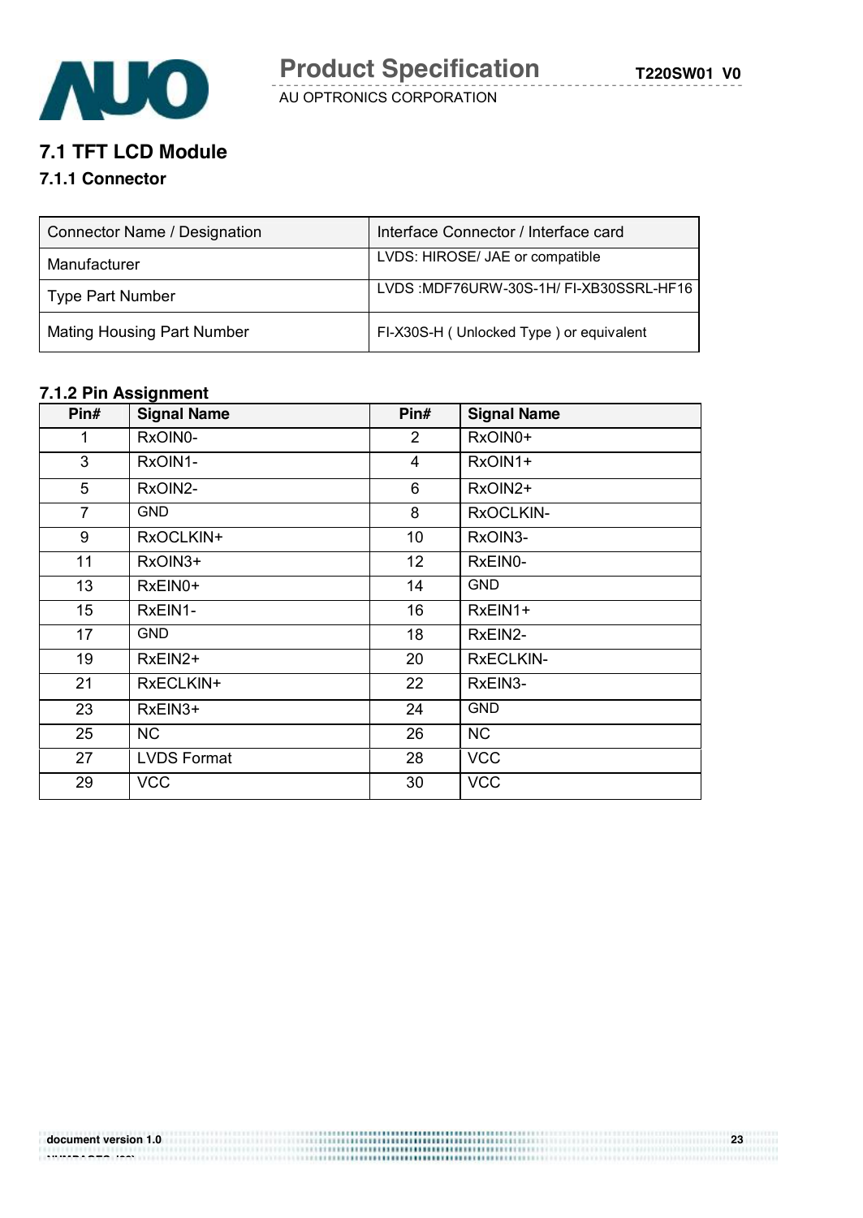## 7.1 TFT LCD Module

### 7.1.1 Connector

| Connector Name / Designation | Interface Connector / Interface card |
|---|---|
| Manufacturer | LVDS: HIROSE/ JAE or compatible |
| Type Part Number | LVDS :MDF76URW-30S-1H/ FI-XB30SSRL-HF16 |
| Mating Housing Part Number | FI-X30S-H ( Unlocked Type ) or equivalent |

### 7.1.2 Pin Assignment

| Pin# | Signal Name | Pin# | Signal Name |
|---|---|---|---|
| 1 | RxOIN0- | 2 | RxOIN0+ |
| 3 | RxOIN1- | 4 | RxOIN1+ |
| 5 | RxOIN2- | 6 | RxOIN2+ |
| 7 | GND | 8 | RxOCLKIN- |
| 9 | RxOCLKIN+ | 10 | RxOIN3- |
| 11 | RxOIN3+ | 12 | RxEIN0- |
| 13 | RxEIN0+ | 14 | GND |
| 15 | RxEIN1- | 16 | RxEIN1+ |
| 17 | GND | 18 | RxEIN2- |
| 19 | RxEIN2+ | 20 | RxECLKIN- |
| 21 | RxECLKIN+ | 22 | RxEIN3- |
| 23 | RxEIN3+ | 24 | GND |
| 25 | NC | 26 | NC |
| 27 | LVDS Format | 28 | VCC |
| 29 | VCC | 30 | VCC |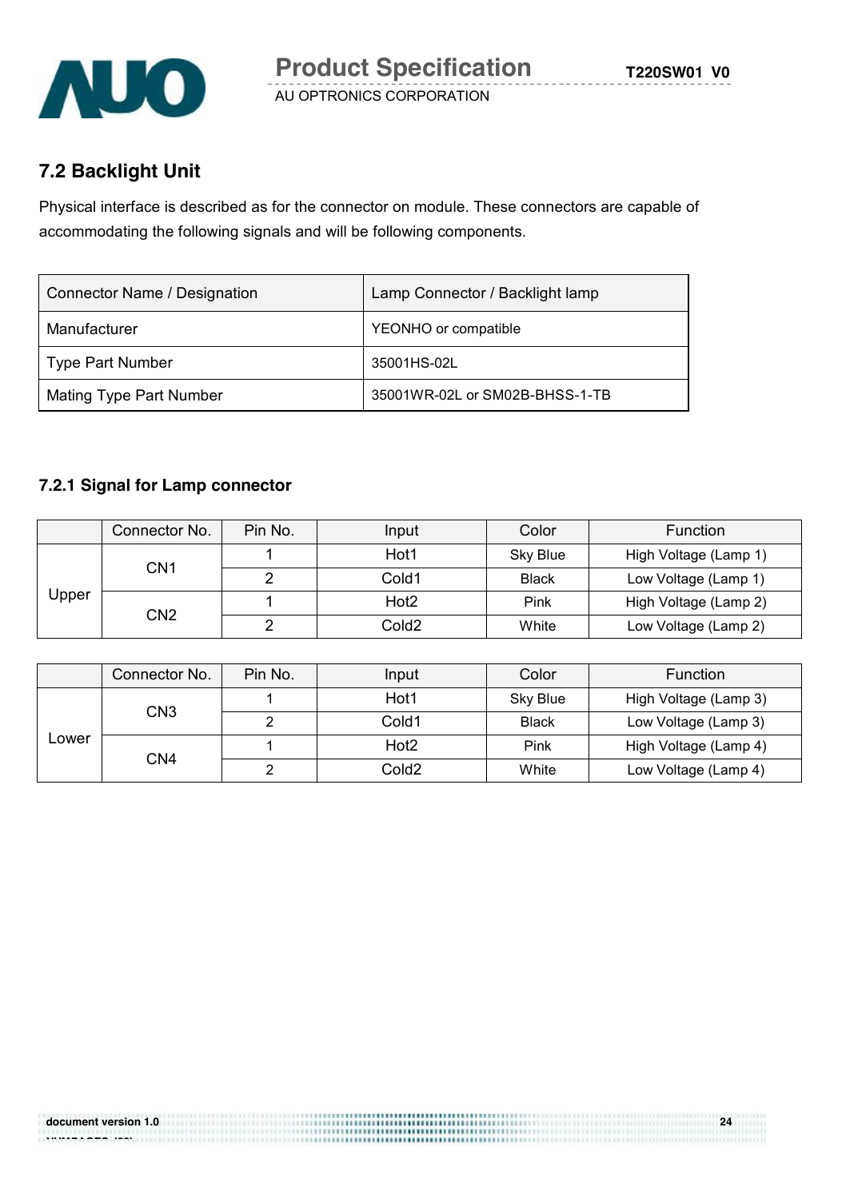## 7.2 Backlight Unit

Physical interface is described as for the connector on module. These connectors are capable of accommodating the following signals and will be following components.

| Connector Name / Designation | Lamp Connector / Backlight lamp |
|---|---|
| Manufacturer | YEONHO or compatible |
| Type Part Number | 35001HS-02L |
| Mating Type Part Number | 35001WR-02L or SM02B-BHSS-1-TB |

### 7.2.1 Signal for Lamp connector

| | Connector No. | Pin No. | Input | Color | Function |
|---|---|---|---|---|---|
| Upper | CN1 | 1 | Hot1 | Sky Blue | High Voltage (Lamp 1) |
| | | 2 | Cold1 | Black | Low Voltage (Lamp 1) |
| | CN2 | 1 | Hot2 | Pink | High Voltage (Lamp 2) |
| | | 2 | Cold2 | White | Low Voltage (Lamp 2) |

| | Connector No. | Pin No. | Input | Color | Function |
|---|---|---|---|---|---|
| Lower | CN3 | 1 | Hot1 | Sky Blue | High Voltage (Lamp 3) |
| | | 2 | Cold1 | Black | Low Voltage (Lamp 3) |
| | CN4 | 1 | Hot2 | Pink | High Voltage (Lamp 4) |
| | | 2 | Cold2 | White | Low Voltage (Lamp 4) |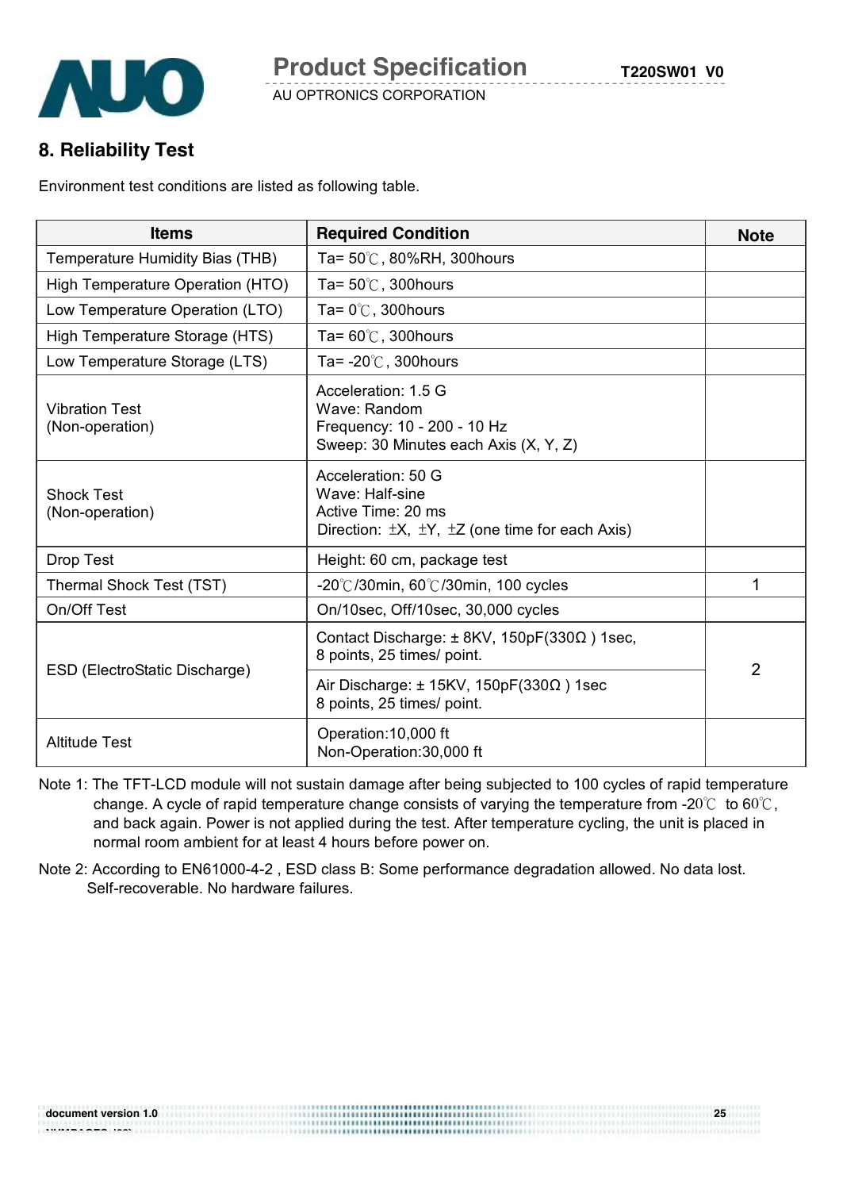## 8. Reliability Test

Environment test conditions are listed as following table.

| Items | Required Condition | Note |
|---|---|---|
| Temperature Humidity Bias (THB) | Ta= 50℃, 80%RH, 300hours | |
| High Temperature Operation (HTO) | Ta= 50℃, 300hours | |
| Low Temperature Operation (LTO) | Ta= 0℃, 300hours | |
| High Temperature Storage (HTS) | Ta= 60℃, 300hours | |
| Low Temperature Storage (LTS) | Ta= -20℃, 300hours | |
| Vibration Test<br>(Non-operation) | Acceleration: 1.5 G<br>Wave: Random<br>Frequency: 10 - 200 - 10 Hz<br>Sweep: 30 Minutes each Axis (X, Y, Z) | |
| Shock Test<br>(Non-operation) | Acceleration: 50 G<br>Wave: Half-sine<br>Active Time: 20 ms<br>Direction: ±X, ±Y, ±Z (one time for each Axis) | |
| Drop Test | Height: 60 cm, package test | |
| Thermal Shock Test (TST) | -20℃/30min, 60℃/30min, 100 cycles | 1 |
| On/Off Test | On/10sec, Off/10sec, 30,000 cycles | |
| ESD (ElectroStatic Discharge) | Contact Discharge: ± 8KV, 150pF(330Ω ) 1sec,<br>8 points, 25 times/ point. | 2 |
| | Air Discharge: ± 15KV, 150pF(330Ω ) 1sec<br>8 points, 25 times/ point. | |
| Altitude Test | Operation:10,000 ft<br>Non-Operation:30,000 ft | |

Note 1: The TFT-LCD module will not sustain damage after being subjected to 100 cycles of rapid temperature change. A cycle of rapid temperature change consists of varying the temperature from -20℃ to 60℃, and back again. Power is not applied during the test. After temperature cycling, the unit is placed in normal room ambient for at least 4 hours before power on.

Note 2: According to EN61000-4-2 , ESD class B: Some performance degradation allowed. No data lost. Self-recoverable. No hardware failures.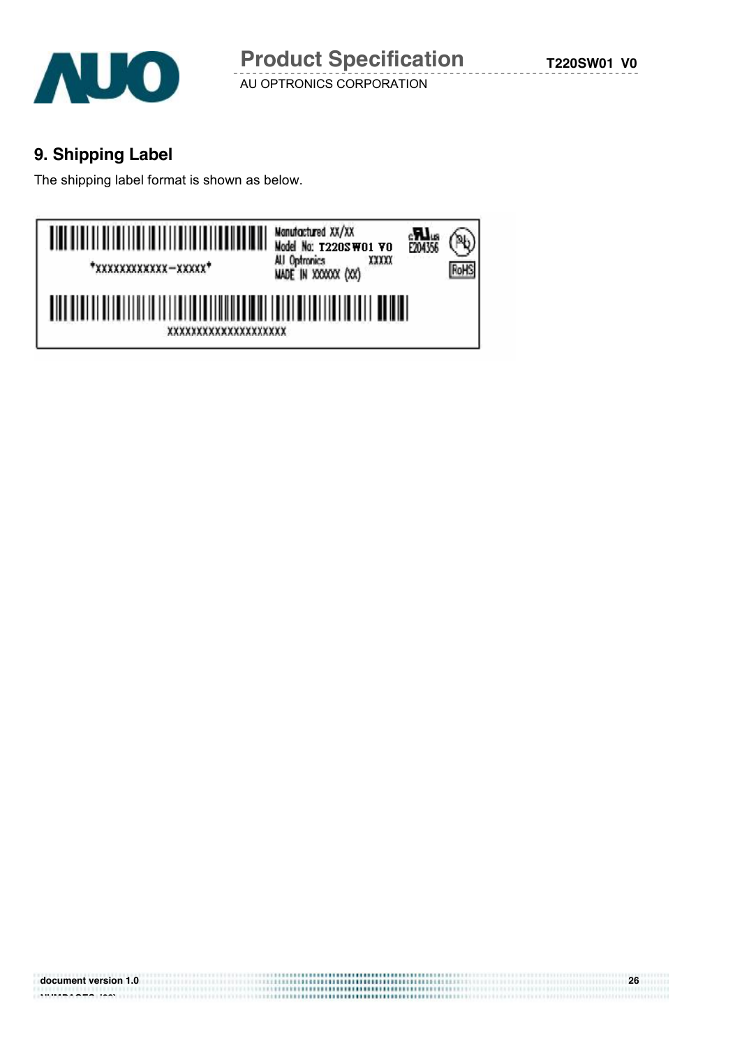## 9. Shipping Label

The shipping label format is shown as below.

*XXXXXXXXXXXX-XXXXX*

Manufactured XX/XX
Model No: T220SW01 V0
AU Optronics XXXXX
MADE IN XXXXX (XX)

E204356

RoHS

XXXXXXXXXXXXXXXXXXXX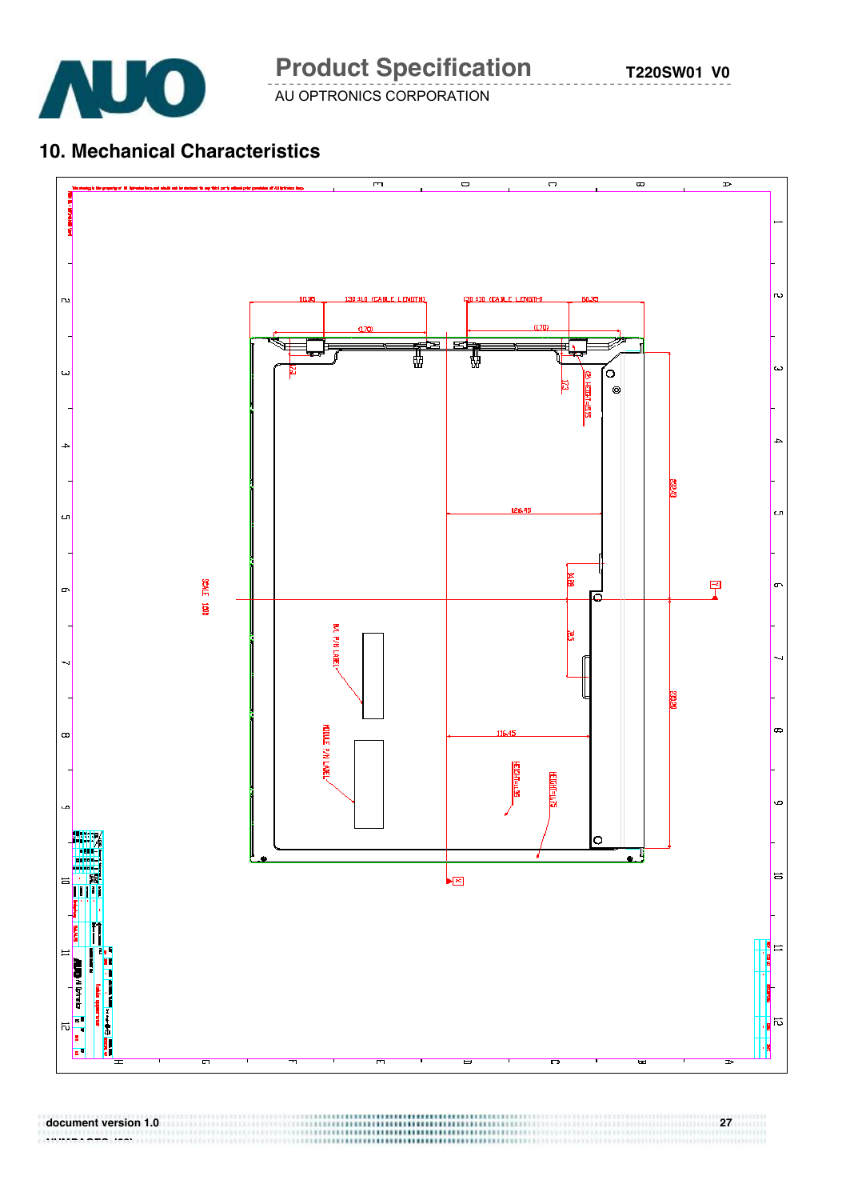# 10. Mechanical Characteristics

60.35 | 130 ±10 (CABLE LENGTH) | 130 ±10 (CABLE LENGTH) | 60.35

(170) | (170)

17.3 | 17.3

(2) HEIGHT=15.15

232.43

126.45

34.88

SCALE 1.000

B/L P/N LABEL

28.5

233.56

MODULE P/N LABEL

116.45

HEIGHT=11.95

HEIGHT=11.72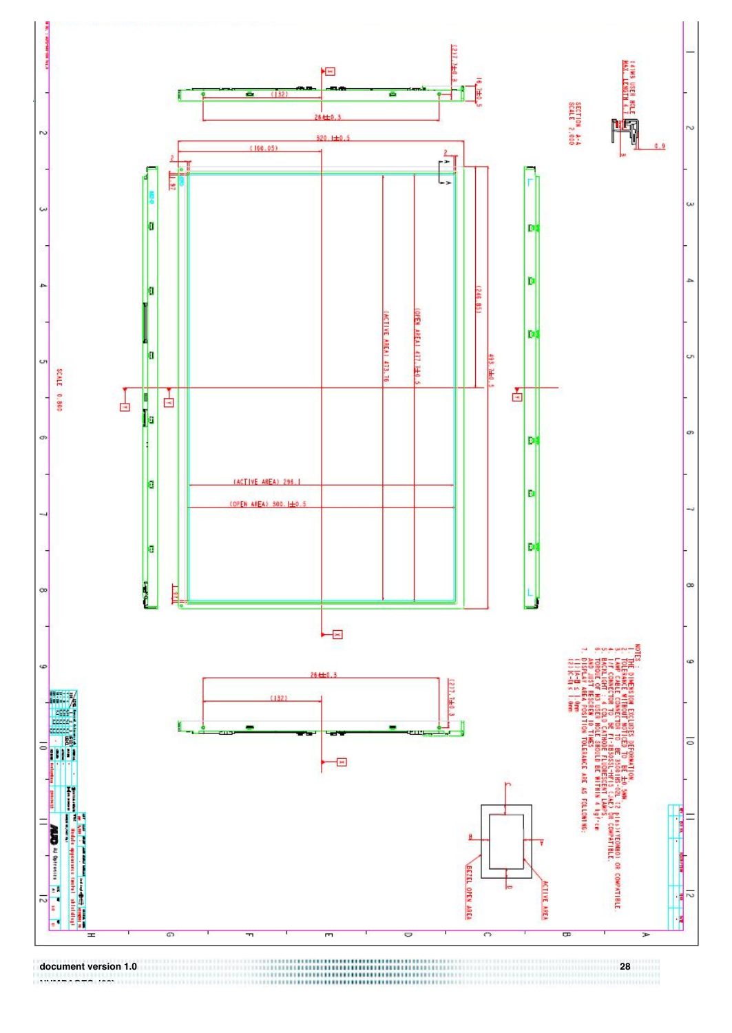SCALE 0.800

SECTION A-A
SCALE 2.000

(4) M3 USER HOLE
MAX. LENGTH 4.1

0.9

(217.7)±0.3

16.1±0.5

264±0.3

(132)

520.1±0.5

(160.05)

(246.85)

495.1±0.5

(OPEN AREA) 477.1±0.5

(ACTIVE AREA) 473.76

(ACTIVE AREA) 296.1

(OPEN AREA) 300.1±0.5

BEZEL OPEN AREA

ACTIVE AREA

NOTES :
1. THE DIMENSION EXCLUDES DEFORMATION.
2. TOLERANCE WITHOUT NOTICED TO BE ±0.5MM
3. LAMP CABLE CONNECTOR TO BE (YEONHO) OR COMPATIBLE.
4. I/F CONNECTOR TO BE FI-XB30SSL-HF15 (JAE) OR COMPATIBLE.
5. BACKLIGHT : 4 COLD CATHODE FLUORESCENT LAMPS.
6. TORQUE OF M3 USER HOLE SHOULD BE WITHIN 4 kgf-cm AND JUST RESCREW 10 TIMES
7. DISPLAY AREA POSITION TOLERANCE ARE AS FOLLOWING:
(1) |A-B| ≤ 1.0mm
(2) |C-D| ≤ 1.0mm

Module appearance (metal shielding)

AU Optronics